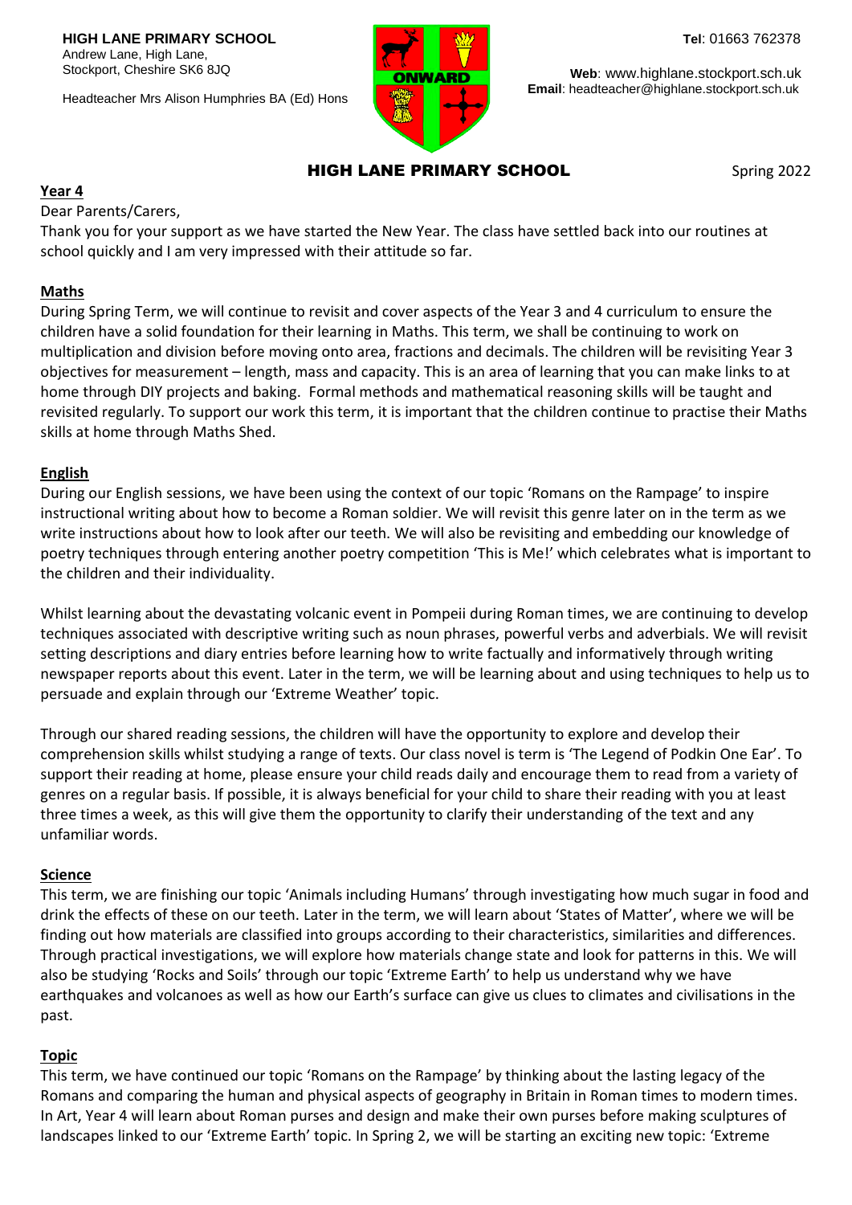**HIGH LANE PRIMARY SCHOOL**
Andrew Lane, High Lane,
Stockport, Cheshire SK6 8JQ

Headteacher Mrs Alison Humphries BA (Ed) Hons

ONWARD

**Tel**: 01663 762378

**Web**: www.highlane.stockport.sch.uk
**Email**: headteacher@highlane.stockport.sch.uk

# HIGH LANE PRIMARY SCHOOL

Spring 2022

**Year 4**

Dear Parents/Carers,

Thank you for your support as we have started the New Year. The class have settled back into our routines at school quickly and I am very impressed with their attitude so far.

## Maths

During Spring Term, we will continue to revisit and cover aspects of the Year 3 and 4 curriculum to ensure the children have a solid foundation for their learning in Maths. This term, we shall be continuing to work on multiplication and division before moving onto area, fractions and decimals. The children will be revisiting Year 3 objectives for measurement – length, mass and capacity. This is an area of learning that you can make links to at home through DIY projects and baking. Formal methods and mathematical reasoning skills will be taught and revisited regularly. To support our work this term, it is important that the children continue to practise their Maths skills at home through Maths Shed.

## English

During our English sessions, we have been using the context of our topic 'Romans on the Rampage' to inspire instructional writing about how to become a Roman soldier. We will revisit this genre later on in the term as we write instructions about how to look after our teeth. We will also be revisiting and embedding our knowledge of poetry techniques through entering another poetry competition 'This is Me!' which celebrates what is important to the children and their individuality.

Whilst learning about the devastating volcanic event in Pompeii during Roman times, we are continuing to develop techniques associated with descriptive writing such as noun phrases, powerful verbs and adverbials. We will revisit setting descriptions and diary entries before learning how to write factually and informatively through writing newspaper reports about this event. Later in the term, we will be learning about and using techniques to help us to persuade and explain through our 'Extreme Weather' topic.

Through our shared reading sessions, the children will have the opportunity to explore and develop their comprehension skills whilst studying a range of texts. Our class novel is term is 'The Legend of Podkin One Ear'. To support their reading at home, please ensure your child reads daily and encourage them to read from a variety of genres on a regular basis. If possible, it is always beneficial for your child to share their reading with you at least three times a week, as this will give them the opportunity to clarify their understanding of the text and any unfamiliar words.

## Science

This term, we are finishing our topic 'Animals including Humans' through investigating how much sugar in food and drink the effects of these on our teeth. Later in the term, we will learn about 'States of Matter', where we will be finding out how materials are classified into groups according to their characteristics, similarities and differences. Through practical investigations, we will explore how materials change state and look for patterns in this. We will also be studying 'Rocks and Soils' through our topic 'Extreme Earth' to help us understand why we have earthquakes and volcanoes as well as how our Earth's surface can give us clues to climates and civilisations in the past.

## Topic

This term, we have continued our topic 'Romans on the Rampage' by thinking about the lasting legacy of the Romans and comparing the human and physical aspects of geography in Britain in Roman times to modern times. In Art, Year 4 will learn about Roman purses and design and make their own purses before making sculptures of landscapes linked to our 'Extreme Earth' topic. In Spring 2, we will be starting an exciting new topic: 'Extreme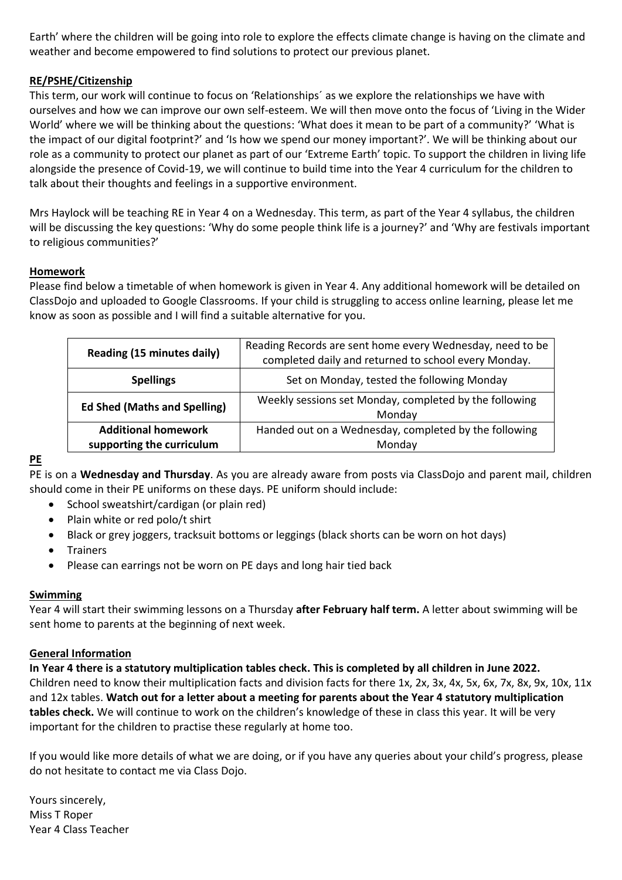Earth' where the children will be going into role to explore the effects climate change is having on the climate and weather and become empowered to find solutions to protect our previous planet.

**RE/PSHE/Citizenship**

This term, our work will continue to focus on 'Relationships´ as we explore the relationships we have with ourselves and how we can improve our own self-esteem. We will then move onto the focus of 'Living in the Wider World' where we will be thinking about the questions: 'What does it mean to be part of a community?' 'What is the impact of our digital footprint?' and 'Is how we spend our money important?'. We will be thinking about our role as a community to protect our planet as part of our 'Extreme Earth' topic. To support the children in living life alongside the presence of Covid-19, we will continue to build time into the Year 4 curriculum for the children to talk about their thoughts and feelings in a supportive environment.

Mrs Haylock will be teaching RE in Year 4 on a Wednesday. This term, as part of the Year 4 syllabus, the children will be discussing the key questions: 'Why do some people think life is a journey?' and 'Why are festivals important to religious communities?'

**Homework**

Please find below a timetable of when homework is given in Year 4. Any additional homework will be detailed on ClassDojo and uploaded to Google Classrooms. If your child is struggling to access online learning, please let me know as soon as possible and I will find a suitable alternative for you.

| | |
|---|---|
| **Reading (15 minutes daily)** | Reading Records are sent home every Wednesday, need to be completed daily and returned to school every Monday. |
| **Spellings** | Set on Monday, tested the following Monday |
| **Ed Shed (Maths and Spelling)** | Weekly sessions set Monday, completed by the following Monday |
| **Additional homework supporting the curriculum** | Handed out on a Wednesday, completed by the following Monday |

**PE**

PE is on a **Wednesday and Thursday**. As you are already aware from posts via ClassDojo and parent mail, children should come in their PE uniforms on these days. PE uniform should include:

- School sweatshirt/cardigan (or plain red)
- Plain white or red polo/t shirt
- Black or grey joggers, tracksuit bottoms or leggings (black shorts can be worn on hot days)
- Trainers
- Please can earrings not be worn on PE days and long hair tied back

**Swimming**

Year 4 will start their swimming lessons on a Thursday **after February half term.** A letter about swimming will be sent home to parents at the beginning of next week.

**General Information**

**In Year 4 there is a statutory multiplication tables check. This is completed by all children in June 2022.** Children need to know their multiplication facts and division facts for there 1x, 2x, 3x, 4x, 5x, 6x, 7x, 8x, 9x, 10x, 11x and 12x tables. **Watch out for a letter about a meeting for parents about the Year 4 statutory multiplication tables check.** We will continue to work on the children's knowledge of these in class this year. It will be very important for the children to practise these regularly at home too.

If you would like more details of what we are doing, or if you have any queries about your child's progress, please do not hesitate to contact me via Class Dojo.

Yours sincerely,
Miss T Roper
Year 4 Class Teacher